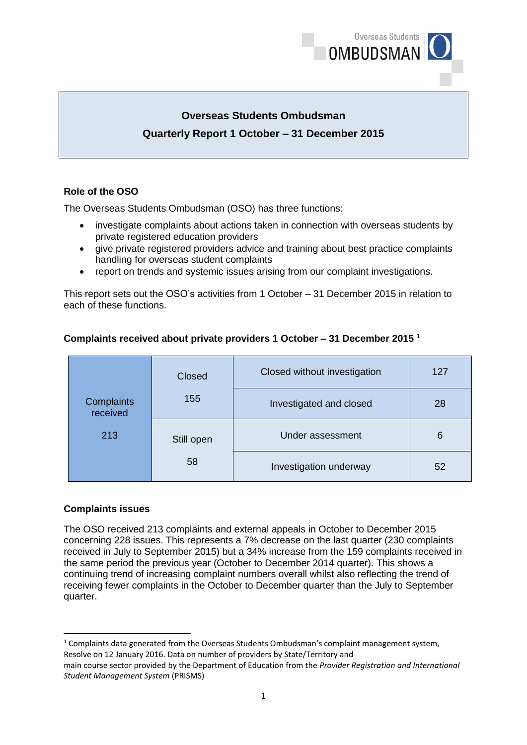# Overseas Students Ombudsman

## Quarterly Report 1 October – 31 December 2015

### Role of the OSO

The Overseas Students Ombudsman (OSO) has three functions:

- investigate complaints about actions taken in connection with overseas students by private registered education providers
- give private registered providers advice and training about best practice complaints handling for overseas student complaints
- report on trends and systemic issues arising from our complaint investigations.

This report sets out the OSO's activities from 1 October – 31 December 2015 in relation to each of these functions.

### Complaints received about private providers 1 October – 31 December 2015 [1]

| Complaints received | Status | Category | Number |
|---|---|---|---|
| 213 | Closed 155 | Closed without investigation | 127 |
| | | Investigated and closed | 28 |
| | Still open 58 | Under assessment | 6 |
| | | Investigation underway | 52 |

### Complaints issues

The OSO received 213 complaints and external appeals in October to December 2015 concerning 228 issues. This represents a 7% decrease on the last quarter (230 complaints received in July to September 2015) but a 34% increase from the 159 complaints received in the same period the previous year (October to December 2014 quarter). This shows a continuing trend of increasing complaint numbers overall whilst also reflecting the trend of receiving fewer complaints in the October to December quarter than the July to September quarter.

---

[1] Complaints data generated from the Overseas Students Ombudsman's complaint management system, Resolve on 12 January 2016. Data on number of providers by State/Territory and main course sector provided by the Department of Education from the *Provider Registration and International Student Management System* (PRISMS)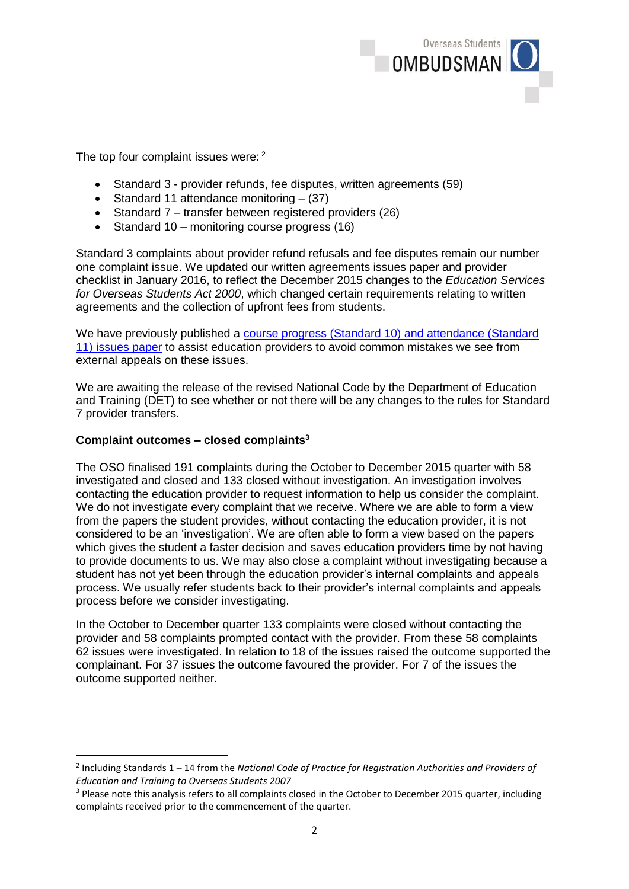The top four complaint issues were: [2]

- Standard 3 - provider refunds, fee disputes, written agreements (59)
- Standard 11 attendance monitoring – (37)
- Standard 7 – transfer between registered providers (26)
- Standard 10 – monitoring course progress (16)

Standard 3 complaints about provider refund refusals and fee disputes remain our number one complaint issue. We updated our written agreements issues paper and provider checklist in January 2016, to reflect the December 2015 changes to the *Education Services for Overseas Students Act 2000*, which changed certain requirements relating to written agreements and the collection of upfront fees from students.

We have previously published a course progress (Standard 10) and attendance (Standard 11) issues paper to assist education providers to avoid common mistakes we see from external appeals on these issues.

We are awaiting the release of the revised National Code by the Department of Education and Training (DET) to see whether or not there will be any changes to the rules for Standard 7 provider transfers.

**Complaint outcomes – closed complaints[3]**

The OSO finalised 191 complaints during the October to December 2015 quarter with 58 investigated and closed and 133 closed without investigation. An investigation involves contacting the education provider to request information to help us consider the complaint. We do not investigate every complaint that we receive. Where we are able to form a view from the papers the student provides, without contacting the education provider, it is not considered to be an 'investigation'. We are often able to form a view based on the papers which gives the student a faster decision and saves education providers time by not having to provide documents to us. We may also close a complaint without investigating because a student has not yet been through the education provider's internal complaints and appeals process. We usually refer students back to their provider's internal complaints and appeals process before we consider investigating.

In the October to December quarter 133 complaints were closed without contacting the provider and 58 complaints prompted contact with the provider. From these 58 complaints 62 issues were investigated. In relation to 18 of the issues raised the outcome supported the complainant. For 37 issues the outcome favoured the provider. For 7 of the issues the outcome supported neither.

---

[2] Including Standards 1 – 14 from the *National Code of Practice for Registration Authorities and Providers of Education and Training to Overseas Students 2007*

[3] Please note this analysis refers to all complaints closed in the October to December 2015 quarter, including complaints received prior to the commencement of the quarter.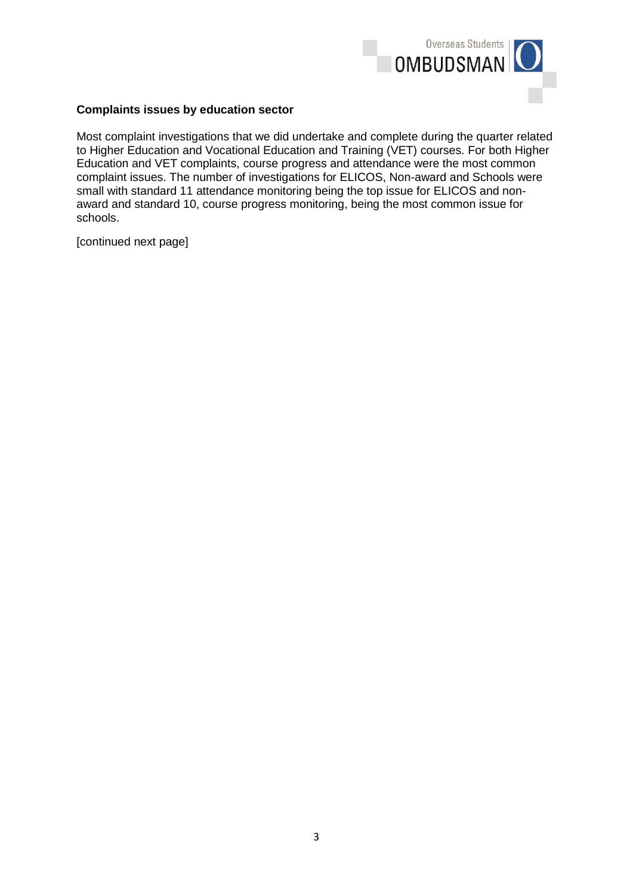**Complaints issues by education sector**

Most complaint investigations that we did undertake and complete during the quarter related to Higher Education and Vocational Education and Training (VET) courses. For both Higher Education and VET complaints, course progress and attendance were the most common complaint issues. The number of investigations for ELICOS, Non-award and Schools were small with standard 11 attendance monitoring being the top issue for ELICOS and non-award and standard 10, course progress monitoring, being the most common issue for schools.

[continued next page]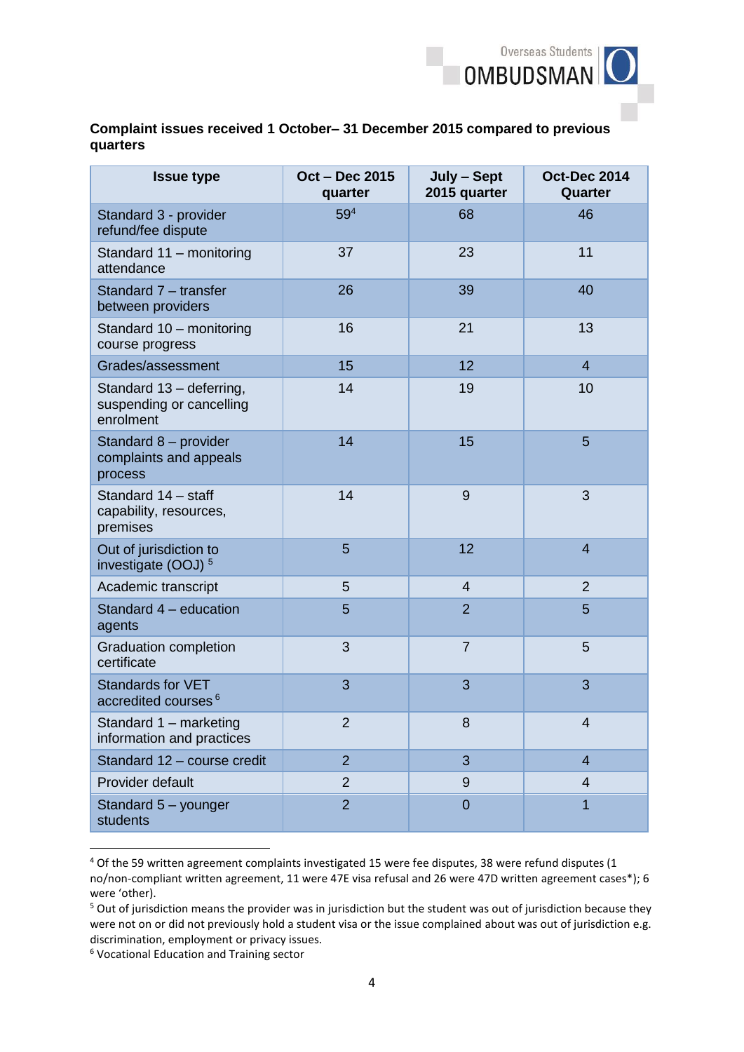**Complaint issues received 1 October– 31 December 2015 compared to previous quarters**

| Issue type | Oct – Dec 2015 quarter | July – Sept 2015 quarter | Oct-Dec 2014 Quarter |
|---|---|---|---|
| Standard 3 - provider refund/fee dispute | 59[4] | 68 | 46 |
| Standard 11 – monitoring attendance | 37 | 23 | 11 |
| Standard 7 – transfer between providers | 26 | 39 | 40 |
| Standard 10 – monitoring course progress | 16 | 21 | 13 |
| Grades/assessment | 15 | 12 | 4 |
| Standard 13 – deferring, suspending or cancelling enrolment | 14 | 19 | 10 |
| Standard 8 – provider complaints and appeals process | 14 | 15 | 5 |
| Standard 14 – staff capability, resources, premises | 14 | 9 | 3 |
| Out of jurisdiction to investigate (OOJ) [5] | 5 | 12 | 4 |
| Academic transcript | 5 | 4 | 2 |
| Standard 4 – education agents | 5 | 2 | 5 |
| Graduation completion certificate | 3 | 7 | 5 |
| Standards for VET accredited courses [6] | 3 | 3 | 3 |
| Standard 1 – marketing information and practices | 2 | 8 | 4 |
| Standard 12 – course credit | 2 | 3 | 4 |
| Provider default | 2 | 9 | 4 |
| Standard 5 – younger students | 2 | 0 | 1 |

[4] Of the 59 written agreement complaints investigated 15 were fee disputes, 38 were refund disputes (1 no/non-compliant written agreement, 11 were 47E visa refusal and 26 were 47D written agreement cases*); 6 were 'other).

[5] Out of jurisdiction means the provider was in jurisdiction but the student was out of jurisdiction because they were not on or did not previously hold a student visa or the issue complained about was out of jurisdiction e.g. discrimination, employment or privacy issues.

[6] Vocational Education and Training sector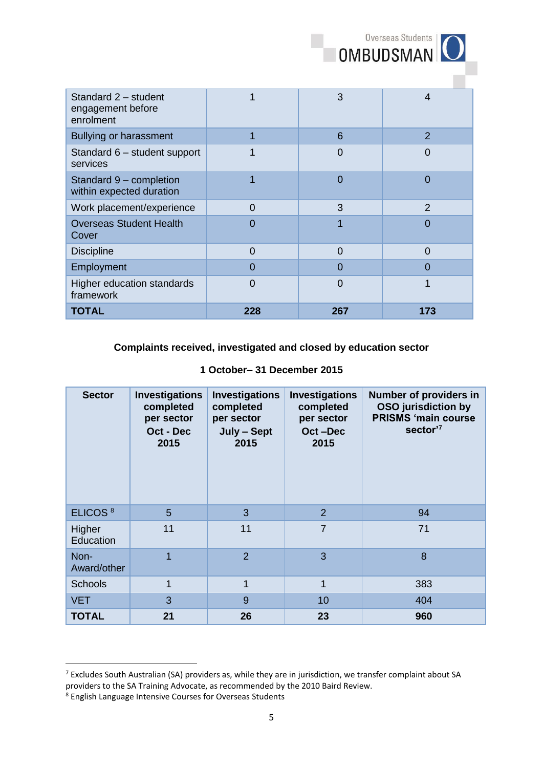| | | | |
|---|---|---|---|
| Standard 2 – student engagement before enrolment | 1 | 3 | 4 |
| Bullying or harassment | 1 | 6 | 2 |
| Standard 6 – student support services | 1 | 0 | 0 |
| Standard 9 – completion within expected duration | 1 | 0 | 0 |
| Work placement/experience | 0 | 3 | 2 |
| Overseas Student Health Cover | 0 | 1 | 0 |
| Discipline | 0 | 0 | 0 |
| Employment | 0 | 0 | 0 |
| Higher education standards framework | 0 | 0 | 1 |
| **TOTAL** | **228** | **267** | **173** |

**Complaints received, investigated and closed by education sector**

**1 October– 31 December 2015**

| Sector | Investigations completed per sector Oct - Dec 2015 | Investigations completed per sector July – Sept 2015 | Investigations completed per sector Oct –Dec 2015 | Number of providers in OSO jurisdiction by PRISMS 'main course sector'[7] |
|---|---|---|---|---|
| ELICOS[8] | 5 | 3 | 2 | 94 |
| Higher Education | 11 | 11 | 7 | 71 |
| Non-Award/other | 1 | 2 | 3 | 8 |
| Schools | 1 | 1 | 1 | 383 |
| VET | 3 | 9 | 10 | 404 |
| **TOTAL** | **21** | **26** | **23** | **960** |

[7] Excludes South Australian (SA) providers as, while they are in jurisdiction, we transfer complaint about SA providers to the SA Training Advocate, as recommended by the 2010 Baird Review.

[8] English Language Intensive Courses for Overseas Students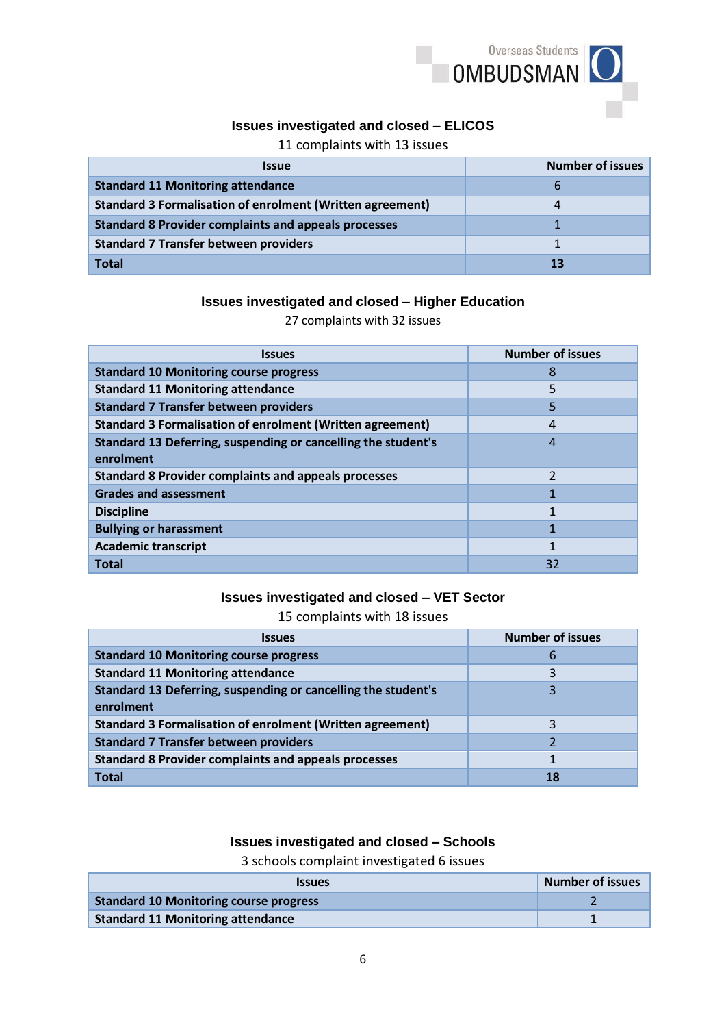### Issues investigated and closed – ELICOS

11 complaints with 13 issues

| Issue | Number of issues |
|---|---|
| **Standard 11 Monitoring attendance** | 6 |
| **Standard 3 Formalisation of enrolment (Written agreement)** | 4 |
| **Standard 8 Provider complaints and appeals processes** | 1 |
| **Standard 7 Transfer between providers** | 1 |
| **Total** | **13** |

### Issues investigated and closed – Higher Education

27 complaints with 32 issues

| Issues | Number of issues |
|---|---|
| **Standard 10 Monitoring course progress** | 8 |
| **Standard 11 Monitoring attendance** | 5 |
| **Standard 7 Transfer between providers** | 5 |
| **Standard 3 Formalisation of enrolment (Written agreement)** | 4 |
| **Standard 13 Deferring, suspending or cancelling the student's enrolment** | 4 |
| **Standard 8 Provider complaints and appeals processes** | 2 |
| **Grades and assessment** | 1 |
| **Discipline** | 1 |
| **Bullying or harassment** | 1 |
| **Academic transcript** | 1 |
| **Total** | 32 |

### Issues investigated and closed – VET Sector

15 complaints with 18 issues

| Issues | Number of issues |
|---|---|
| **Standard 10 Monitoring course progress** | 6 |
| **Standard 11 Monitoring attendance** | 3 |
| **Standard 13 Deferring, suspending or cancelling the student's enrolment** | 3 |
| **Standard 3 Formalisation of enrolment (Written agreement)** | 3 |
| **Standard 7 Transfer between providers** | 2 |
| **Standard 8 Provider complaints and appeals processes** | 1 |
| **Total** | **18** |

### Issues investigated and closed – Schools

3 schools complaint investigated 6 issues

| Issues | Number of issues |
|---|---|
| **Standard 10 Monitoring course progress** | 2 |
| **Standard 11 Monitoring attendance** | 1 |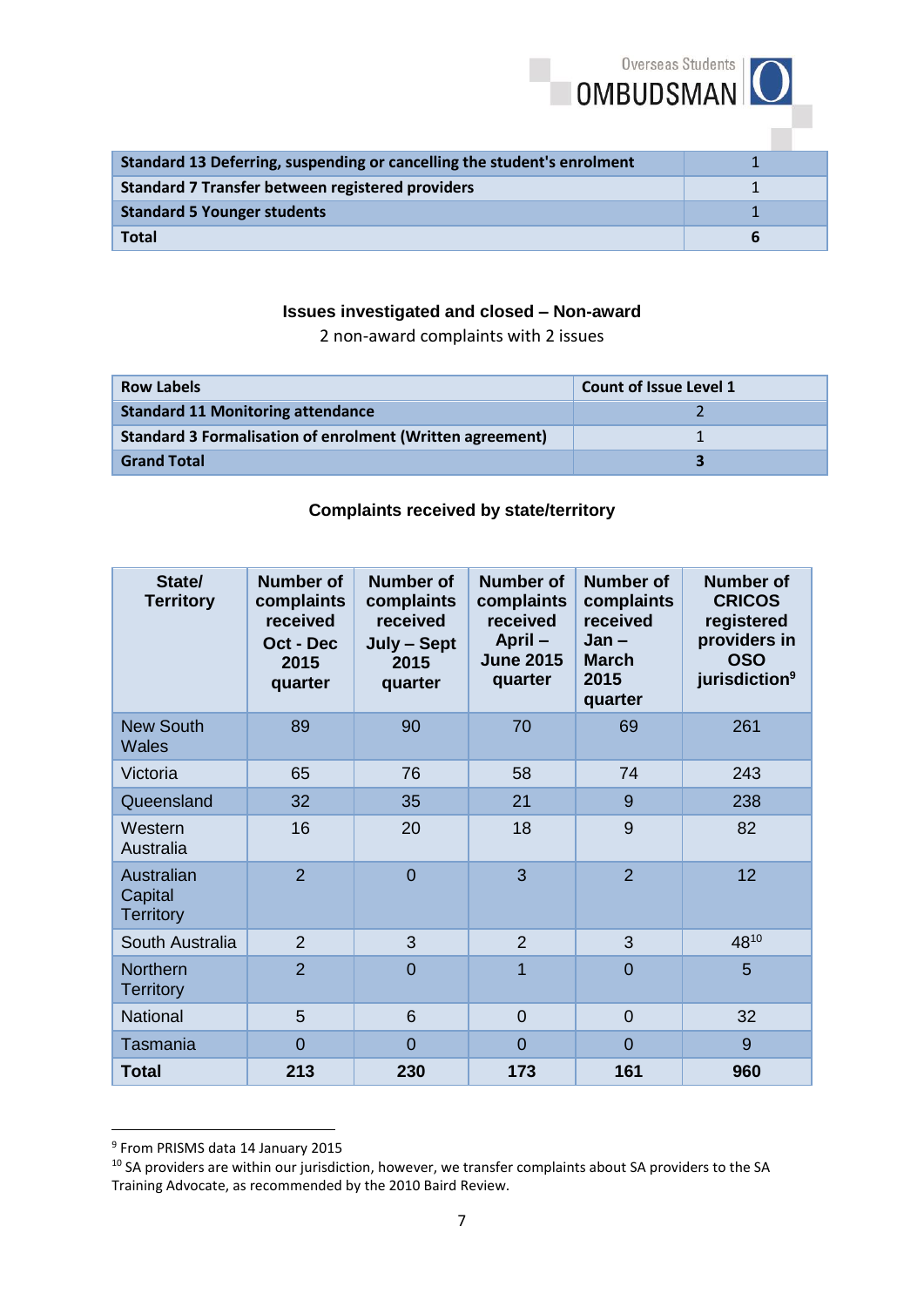| Standard 13 Deferring, suspending or cancelling the student's enrolment | 1 |
|---|---|
| Standard 7 Transfer between registered providers | 1 |
| Standard 5 Younger students | 1 |
| **Total** | **6** |

### Issues investigated and closed – Non-award

2 non-award complaints with 2 issues

| Row Labels | Count of Issue Level 1 |
|---|---|
| Standard 11 Monitoring attendance | 2 |
| Standard 3 Formalisation of enrolment (Written agreement) | 1 |
| **Grand Total** | **3** |

### Complaints received by state/territory

| State/ Territory | Number of complaints received Oct - Dec 2015 quarter | Number of complaints received July – Sept 2015 quarter | Number of complaints received April – June 2015 quarter | Number of complaints received Jan – March 2015 quarter | Number of CRICOS registered providers in OSO jurisdiction[9] |
|---|---|---|---|---|---|
| New South Wales | 89 | 90 | 70 | 69 | 261 |
| Victoria | 65 | 76 | 58 | 74 | 243 |
| Queensland | 32 | 35 | 21 | 9 | 238 |
| Western Australia | 16 | 20 | 18 | 9 | 82 |
| Australian Capital Territory | 2 | 0 | 3 | 2 | 12 |
| South Australia | 2 | 3 | 2 | 3 | 48[10] |
| Northern Territory | 2 | 0 | 1 | 0 | 5 |
| National | 5 | 6 | 0 | 0 | 32 |
| Tasmania | 0 | 0 | 0 | 0 | 9 |
| **Total** | **213** | **230** | **173** | **161** | **960** |

[9] From PRISMS data 14 January 2015

[10] SA providers are within our jurisdiction, however, we transfer complaints about SA providers to the SA Training Advocate, as recommended by the 2010 Baird Review.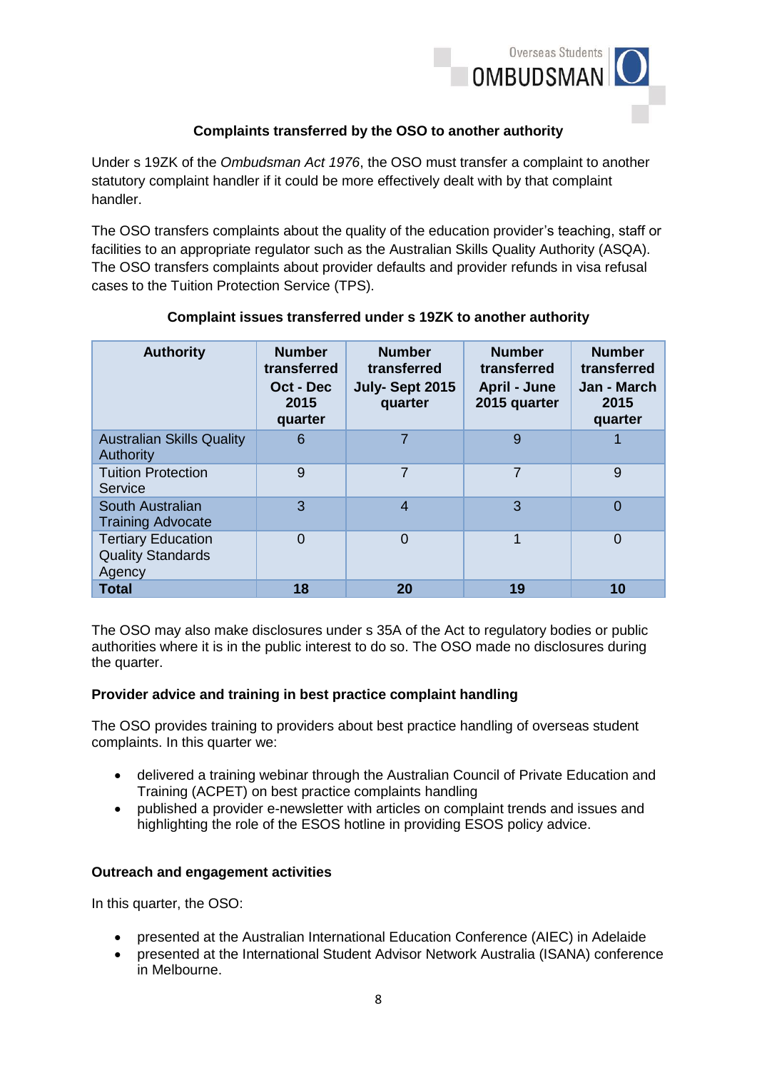### Complaints transferred by the OSO to another authority

Under s 19ZK of the *Ombudsman Act 1976*, the OSO must transfer a complaint to another statutory complaint handler if it could be more effectively dealt with by that complaint handler.

The OSO transfers complaints about the quality of the education provider's teaching, staff or facilities to an appropriate regulator such as the Australian Skills Quality Authority (ASQA). The OSO transfers complaints about provider defaults and provider refunds in visa refusal cases to the Tuition Protection Service (TPS).

**Complaint issues transferred under s 19ZK to another authority**

| Authority | Number transferred Oct - Dec 2015 quarter | Number transferred July- Sept 2015 quarter | Number transferred April - June 2015 quarter | Number transferred Jan - March 2015 quarter |
|---|---|---|---|---|
| Australian Skills Quality Authority | 6 | 7 | 9 | 1 |
| Tuition Protection Service | 9 | 7 | 7 | 9 |
| South Australian Training Advocate | 3 | 4 | 3 | 0 |
| Tertiary Education Quality Standards Agency | 0 | 0 | 1 | 0 |
| **Total** | **18** | **20** | **19** | **10** |

The OSO may also make disclosures under s 35A of the Act to regulatory bodies or public authorities where it is in the public interest to do so. The OSO made no disclosures during the quarter.

### Provider advice and training in best practice complaint handling

The OSO provides training to providers about best practice handling of overseas student complaints. In this quarter we:

- delivered a training webinar through the Australian Council of Private Education and Training (ACPET) on best practice complaints handling
- published a provider e-newsletter with articles on complaint trends and issues and highlighting the role of the ESOS hotline in providing ESOS policy advice.

### Outreach and engagement activities

In this quarter, the OSO:

- presented at the Australian International Education Conference (AIEC) in Adelaide
- presented at the International Student Advisor Network Australia (ISANA) conference in Melbourne.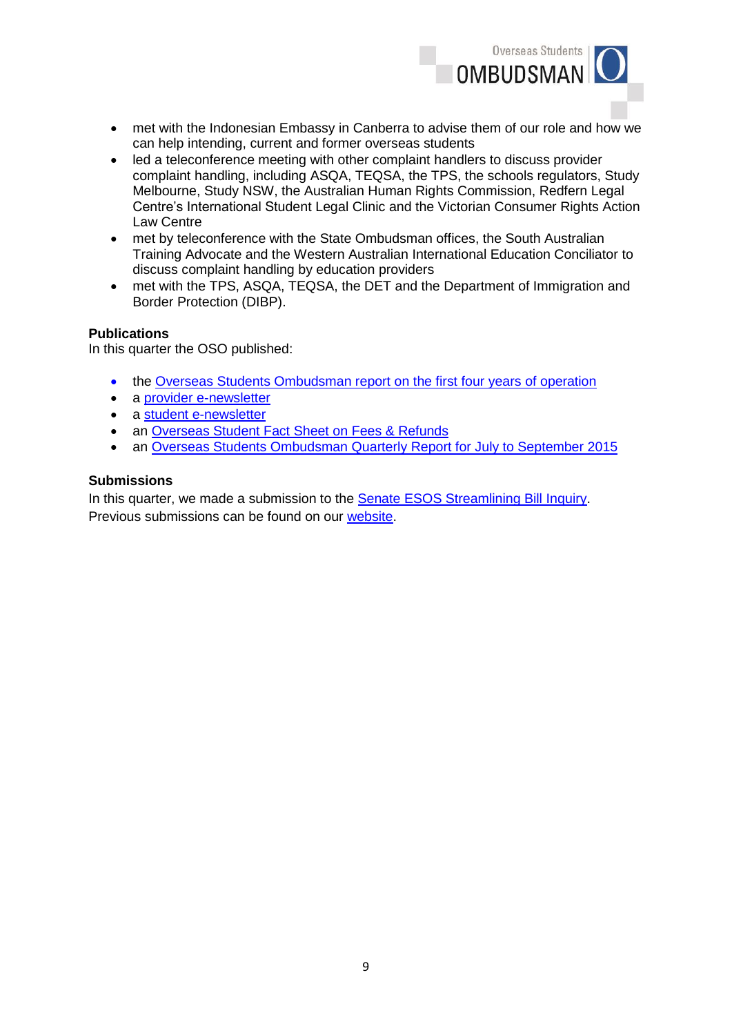- met with the Indonesian Embassy in Canberra to advise them of our role and how we can help intending, current and former overseas students
- led a teleconference meeting with other complaint handlers to discuss provider complaint handling, including ASQA, TEQSA, the TPS, the schools regulators, Study Melbourne, Study NSW, the Australian Human Rights Commission, Redfern Legal Centre's International Student Legal Clinic and the Victorian Consumer Rights Action Law Centre
- met by teleconference with the State Ombudsman offices, the South Australian Training Advocate and the Western Australian International Education Conciliator to discuss complaint handling by education providers
- met with the TPS, ASQA, TEQSA, the DET and the Department of Immigration and Border Protection (DIBP).

**Publications**
In this quarter the OSO published:

- the Overseas Students Ombudsman report on the first four years of operation
- a provider e-newsletter
- a student e-newsletter
- an Overseas Student Fact Sheet on Fees & Refunds
- an Overseas Students Ombudsman Quarterly Report for July to September 2015

**Submissions**
In this quarter, we made a submission to the Senate ESOS Streamlining Bill Inquiry.
Previous submissions can be found on our website.